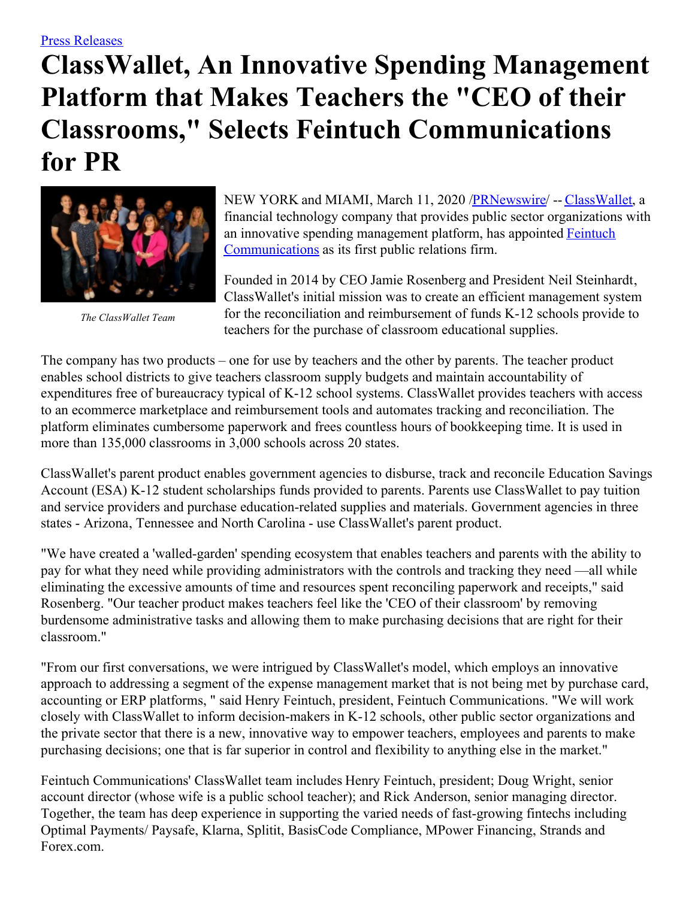Press Releases

# ClassWallet, An Innovative Spending Management Platform that Makes Teachers the "CEO of their Classrooms," Selects Feintuch Communications for PR

*The ClassWallet Team*

NEW YORK and MIAMI, March 11, 2020 /PRNewswire/ -- ClassWallet, a financial technology company that provides public sector organizations with an innovative spending management platform, has appointed Feintuch Communications as its first public relations firm.

Founded in 2014 by CEO Jamie Rosenberg and President Neil Steinhardt, ClassWallet's initial mission was to create an efficient management system for the reconciliation and reimbursement of funds K-12 schools provide to teachers for the purchase of classroom educational supplies.

The company has two products – one for use by teachers and the other by parents. The teacher product enables school districts to give teachers classroom supply budgets and maintain accountability of expenditures free of bureaucracy typical of K-12 school systems. ClassWallet provides teachers with access to an ecommerce marketplace and reimbursement tools and automates tracking and reconciliation. The platform eliminates cumbersome paperwork and frees countless hours of bookkeeping time. It is used in more than 135,000 classrooms in 3,000 schools across 20 states.

ClassWallet's parent product enables government agencies to disburse, track and reconcile Education Savings Account (ESA) K-12 student scholarships funds provided to parents. Parents use ClassWallet to pay tuition and service providers and purchase education-related supplies and materials. Government agencies in three states - Arizona, Tennessee and North Carolina - use ClassWallet's parent product.

"We have created a 'walled-garden' spending ecosystem that enables teachers and parents with the ability to pay for what they need while providing administrators with the controls and tracking they need —all while eliminating the excessive amounts of time and resources spent reconciling paperwork and receipts," said Rosenberg. "Our teacher product makes teachers feel like the 'CEO of their classroom' by removing burdensome administrative tasks and allowing them to make purchasing decisions that are right for their classroom."

"From our first conversations, we were intrigued by ClassWallet's model, which employs an innovative approach to addressing a segment of the expense management market that is not being met by purchase card, accounting or ERP platforms, " said Henry Feintuch, president, Feintuch Communications. "We will work closely with ClassWallet to inform decision-makers in K-12 schools, other public sector organizations and the private sector that there is a new, innovative way to empower teachers, employees and parents to make purchasing decisions; one that is far superior in control and flexibility to anything else in the market."

Feintuch Communications' ClassWallet team includes Henry Feintuch, president; Doug Wright, senior account director (whose wife is a public school teacher); and Rick Anderson, senior managing director. Together, the team has deep experience in supporting the varied needs of fast-growing fintechs including Optimal Payments/ Paysafe, Klarna, Splitit, BasisCode Compliance, MPower Financing, Strands and Forex.com.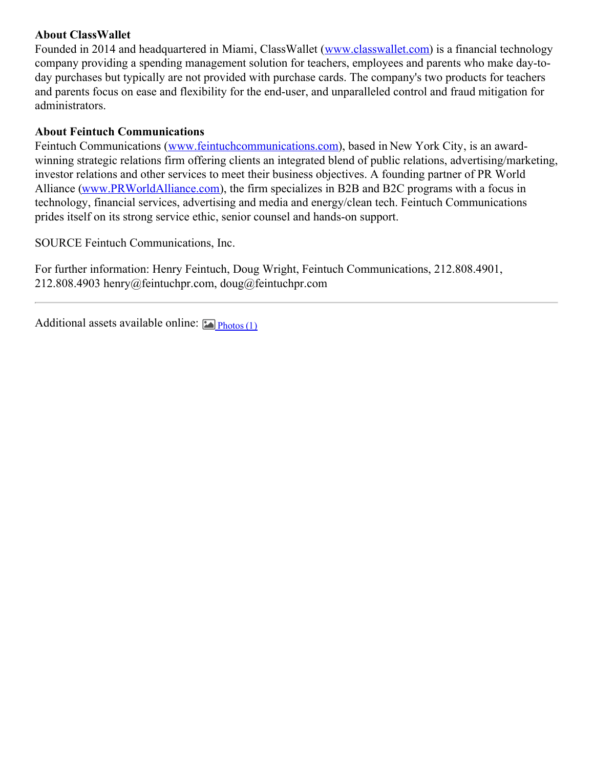**About ClassWallet**
Founded in 2014 and headquartered in Miami, ClassWallet (www.classwallet.com) is a financial technology company providing a spending management solution for teachers, employees and parents who make day-to-day purchases but typically are not provided with purchase cards. The company's two products for teachers and parents focus on ease and flexibility for the end-user, and unparalleled control and fraud mitigation for administrators.

**About Feintuch Communications**
Feintuch Communications (www.feintuchcommunications.com), based in New York City, is an award-winning strategic relations firm offering clients an integrated blend of public relations, advertising/marketing, investor relations and other services to meet their business objectives. A founding partner of PR World Alliance (www.PRWorldAlliance.com), the firm specializes in B2B and B2C programs with a focus in technology, financial services, advertising and media and energy/clean tech. Feintuch Communications prides itself on its strong service ethic, senior counsel and hands-on support.

SOURCE Feintuch Communications, Inc.

For further information: Henry Feintuch, Doug Wright, Feintuch Communications, 212.808.4901, 212.808.4903 henry@feintuchpr.com, doug@feintuchpr.com

---

Additional assets available online: Photos (1)